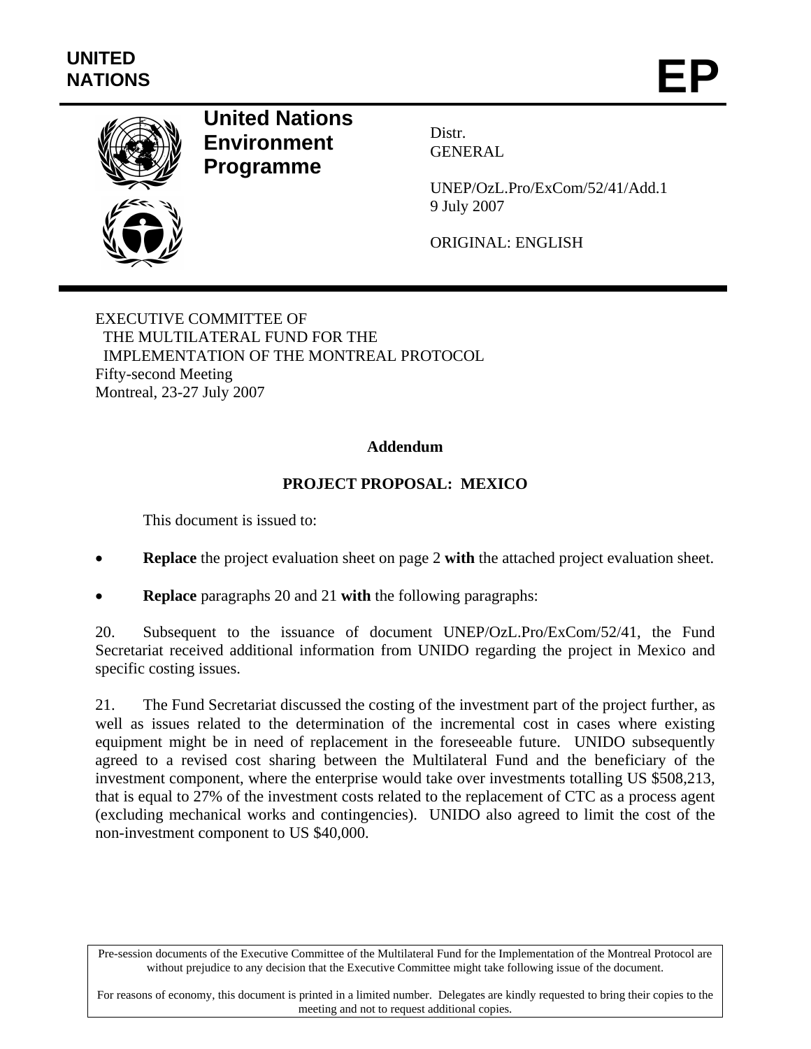UNITED NATIONS

# EP

**United Nations Environment Programme**

Distr.
GENERAL

UNEP/OzL.Pro/ExCom/52/41/Add.1
9 July 2007

ORIGINAL: ENGLISH

EXECUTIVE COMMITTEE OF
THE MULTILATERAL FUND FOR THE
IMPLEMENTATION OF THE MONTREAL PROTOCOL
Fifty-second Meeting
Montreal, 23-27 July 2007

**Addendum**

**PROJECT PROPOSAL: MEXICO**

This document is issued to:

- **Replace** the project evaluation sheet on page 2 **with** the attached project evaluation sheet.
- **Replace** paragraphs 20 and 21 **with** the following paragraphs:

20. Subsequent to the issuance of document UNEP/OzL.Pro/ExCom/52/41, the Fund Secretariat received additional information from UNIDO regarding the project in Mexico and specific costing issues.

21. The Fund Secretariat discussed the costing of the investment part of the project further, as well as issues related to the determination of the incremental cost in cases where existing equipment might be in need of replacement in the foreseeable future. UNIDO subsequently agreed to a revised cost sharing between the Multilateral Fund and the beneficiary of the investment component, where the enterprise would take over investments totalling US $508,213, that is equal to 27% of the investment costs related to the replacement of CTC as a process agent (excluding mechanical works and contingencies). UNIDO also agreed to limit the cost of the non-investment component to US $40,000.

Pre-session documents of the Executive Committee of the Multilateral Fund for the Implementation of the Montreal Protocol are without prejudice to any decision that the Executive Committee might take following issue of the document.

For reasons of economy, this document is printed in a limited number. Delegates are kindly requested to bring their copies to the meeting and not to request additional copies.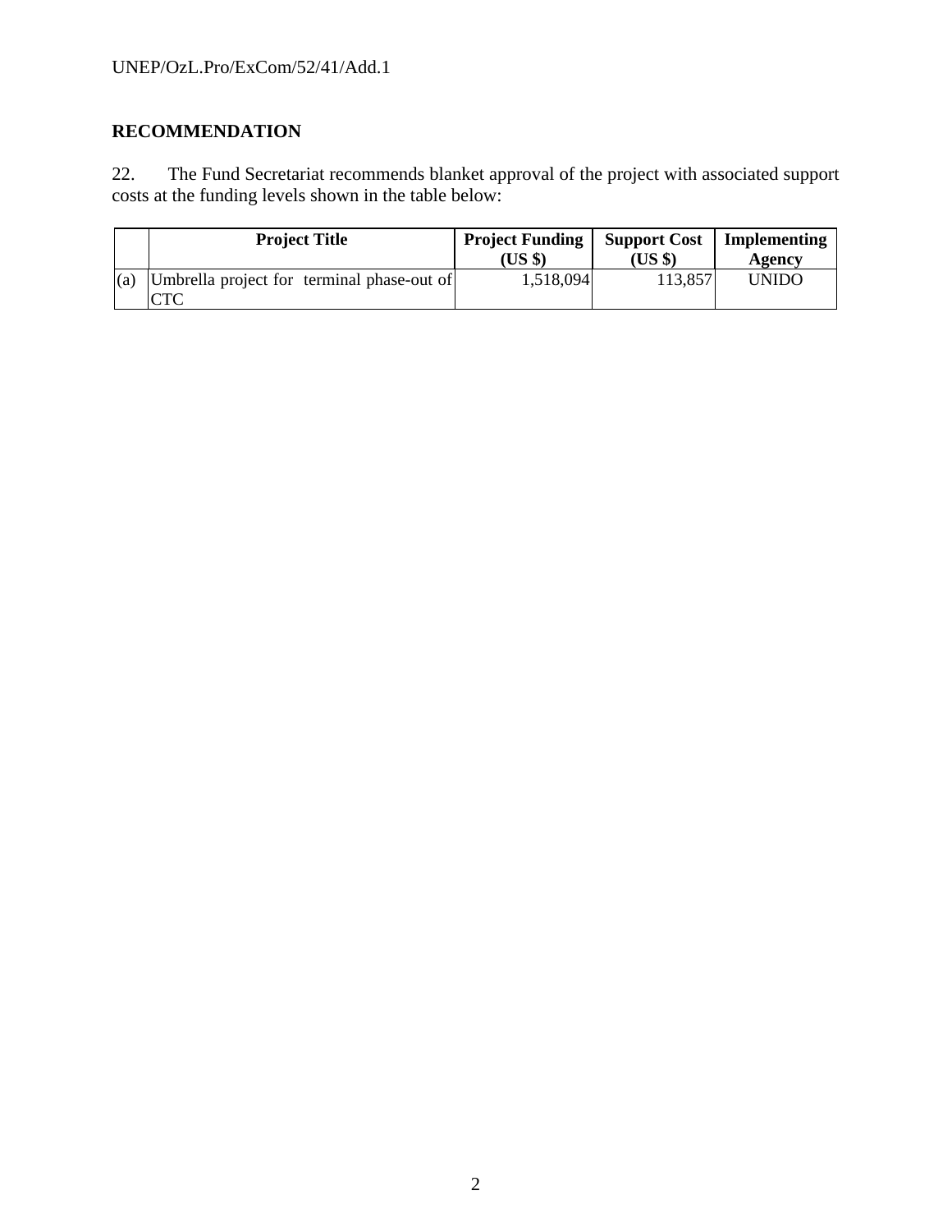## RECOMMENDATION

22. The Fund Secretariat recommends blanket approval of the project with associated support costs at the funding levels shown in the table below:

| | Project Title | Project Funding (US $) | Support Cost (US $) | Implementing Agency |
|---|---|---|---|---|
| (a) | Umbrella project for terminal phase-out of CTC | 1,518,094 | 113,857 | UNIDO |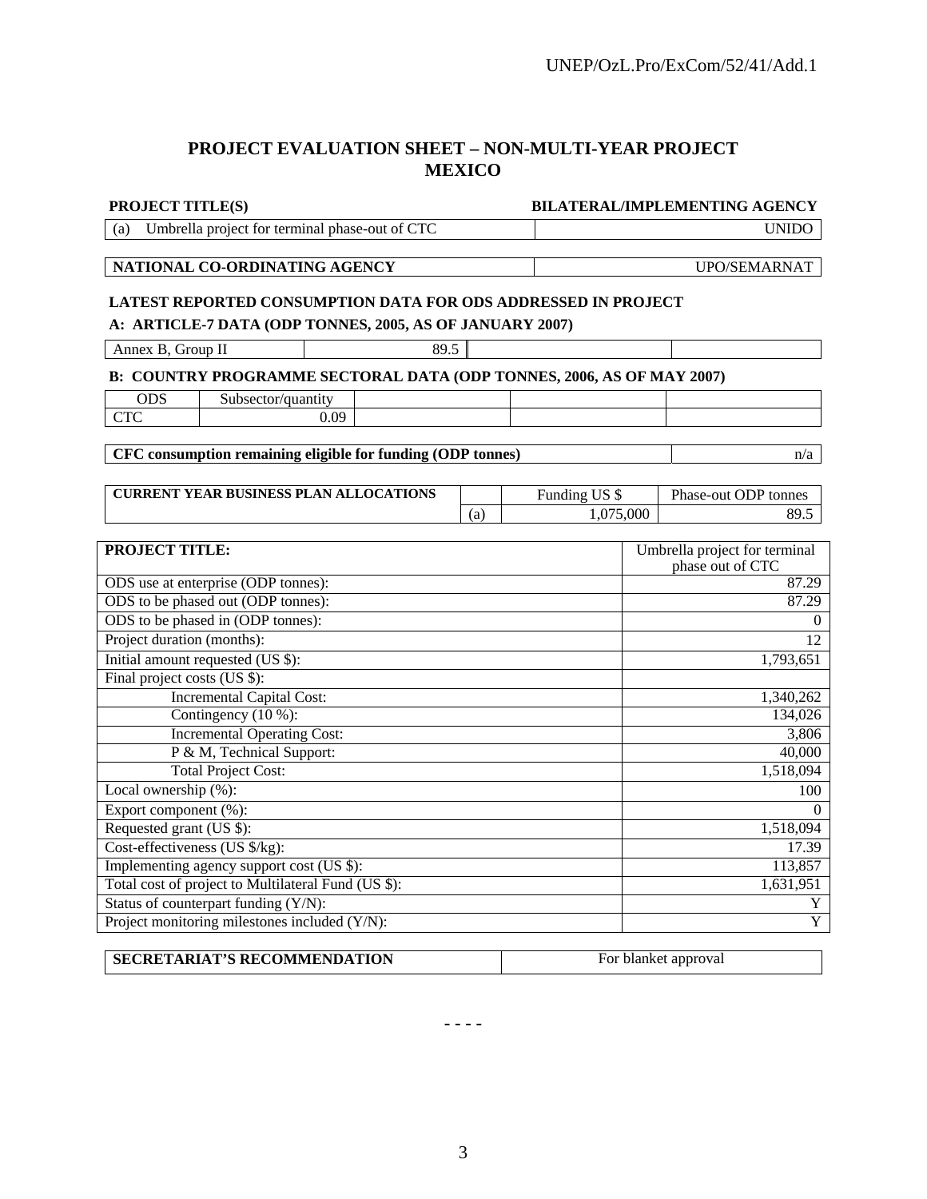## PROJECT EVALUATION SHEET – NON-MULTI-YEAR PROJECT MEXICO

| PROJECT TITLE(S) | BILATERAL/IMPLEMENTING AGENCY |
|---|---|
| (a) Umbrella project for terminal phase-out of CTC | UNIDO |

| | |
|---|---|
| **NATIONAL CO-ORDINATING AGENCY** | UPO/SEMARNAT |

**LATEST REPORTED CONSUMPTION DATA FOR ODS ADDRESSED IN PROJECT**

**A: ARTICLE-7 DATA (ODP TONNES, 2005, AS OF JANUARY 2007)**

| | | | |
|---|---|---|---|
| Annex B, Group II | 89.5 | | |

**B: COUNTRY PROGRAMME SECTORAL DATA (ODP TONNES, 2006, AS OF MAY 2007)**

| ODS | Subsector/quantity | | | |
|---|---|---|---|---|
| CTC | 0.09 | | | |

| | |
|---|---|
| **CFC consumption remaining eligible for funding (ODP tonnes)** | n/a |

| CURRENT YEAR BUSINESS PLAN ALLOCATIONS | | Funding US $ | Phase-out ODP tonnes |
|---|---|---|---|
| | (a) | 1,075,000 | 89.5 |

| **PROJECT TITLE:** | Umbrella project for terminal phase out of CTC |
|---|---|
| ODS use at enterprise (ODP tonnes): | 87.29 |
| ODS to be phased out (ODP tonnes): | 87.29 |
| ODS to be phased in (ODP tonnes): | 0 |
| Project duration (months): | 12 |
| Initial amount requested (US $): | 1,793,651 |
| Final project costs (US $): | |
| Incremental Capital Cost: | 1,340,262 |
| Contingency (10 %): | 134,026 |
| Incremental Operating Cost: | 3,806 |
| P & M, Technical Support: | 40,000 |
| Total Project Cost: | 1,518,094 |
| Local ownership (%): | 100 |
| Export component (%): | 0 |
| Requested grant (US $): | 1,518,094 |
| Cost-effectiveness (US $/kg): | 17.39 |
| Implementing agency support cost (US $): | 113,857 |
| Total cost of project to Multilateral Fund (US $): | 1,631,951 |
| Status of counterpart funding (Y/N): | Y |
| Project monitoring milestones included (Y/N): | Y |

| | |
|---|---|
| **SECRETARIAT'S RECOMMENDATION** | For blanket approval |

- - - -